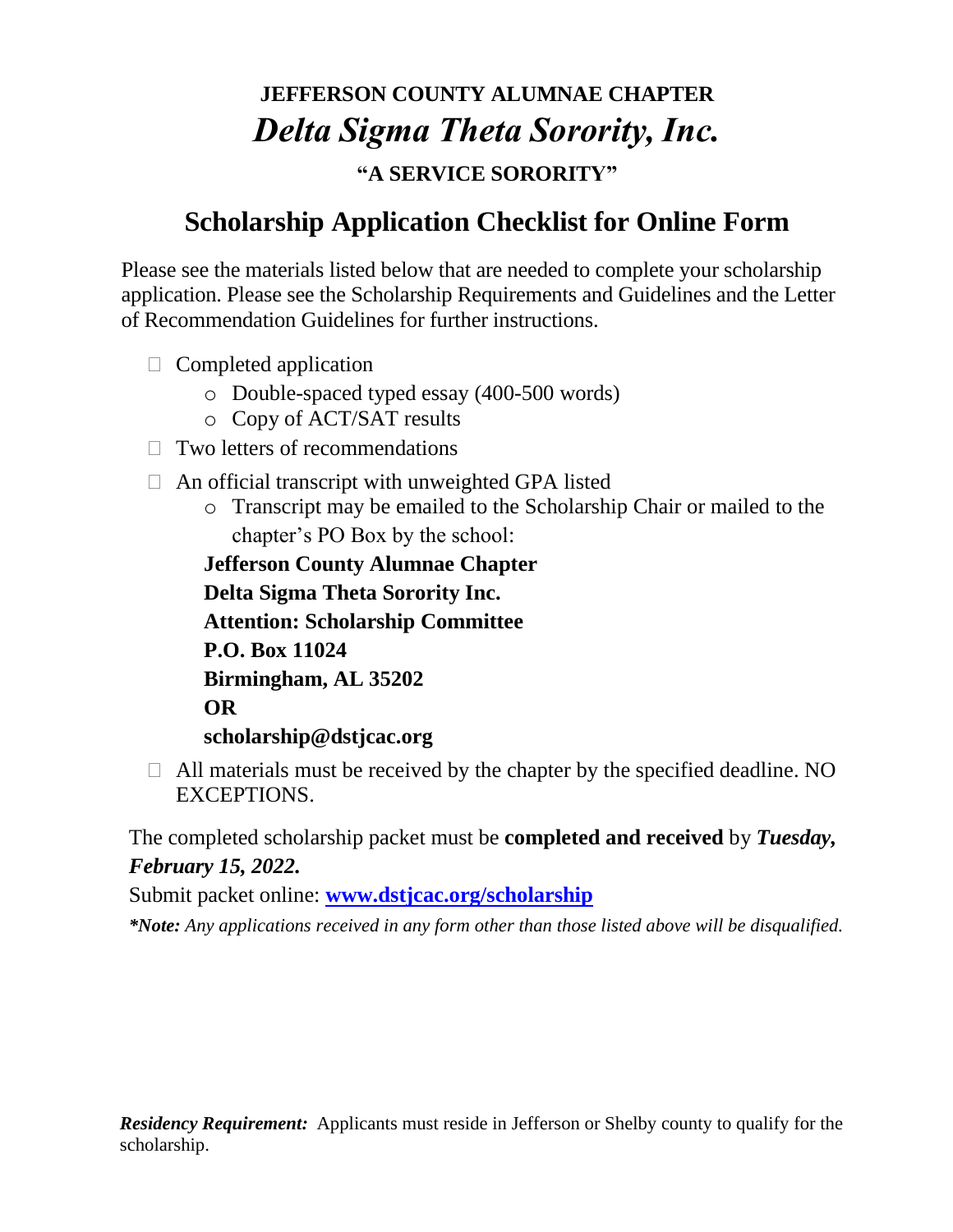# JEFFERSON COUNTY ALUMNAE CHAPTER

# *Delta Sigma Theta Sorority, Inc.*

### "A SERVICE SORORITY"

## Scholarship Application Checklist for Online Form

Please see the materials listed below that are needed to complete your scholarship application. Please see the Scholarship Requirements and Guidelines and the Letter of Recommendation Guidelines for further instructions.

- ☐ Completed application
  - Double-spaced typed essay (400-500 words)
  - Copy of ACT/SAT results
- ☐ Two letters of recommendations
- ☐ An official transcript with unweighted GPA listed
  - Transcript may be emailed to the Scholarship Chair or mailed to the chapter's PO Box by the school:

  **Jefferson County Alumnae Chapter**
  **Delta Sigma Theta Sorority Inc.**
  **Attention: Scholarship Committee**
  **P.O. Box 11024**
  **Birmingham, AL 35202**
  **OR**
  **scholarship@dstjcac.org**
- ☐ All materials must be received by the chapter by the specified deadline. NO EXCEPTIONS.

The completed scholarship packet must be **completed and received** by ***Tuesday, February 15, 2022.***

Submit packet online: **[www.dstjcac.org/scholarship](www.dstjcac.org/scholarship)**

***\*Note:** Any applications received in any form other than those listed above will be disqualified.*

***Residency Requirement:*** Applicants must reside in Jefferson or Shelby county to qualify for the scholarship.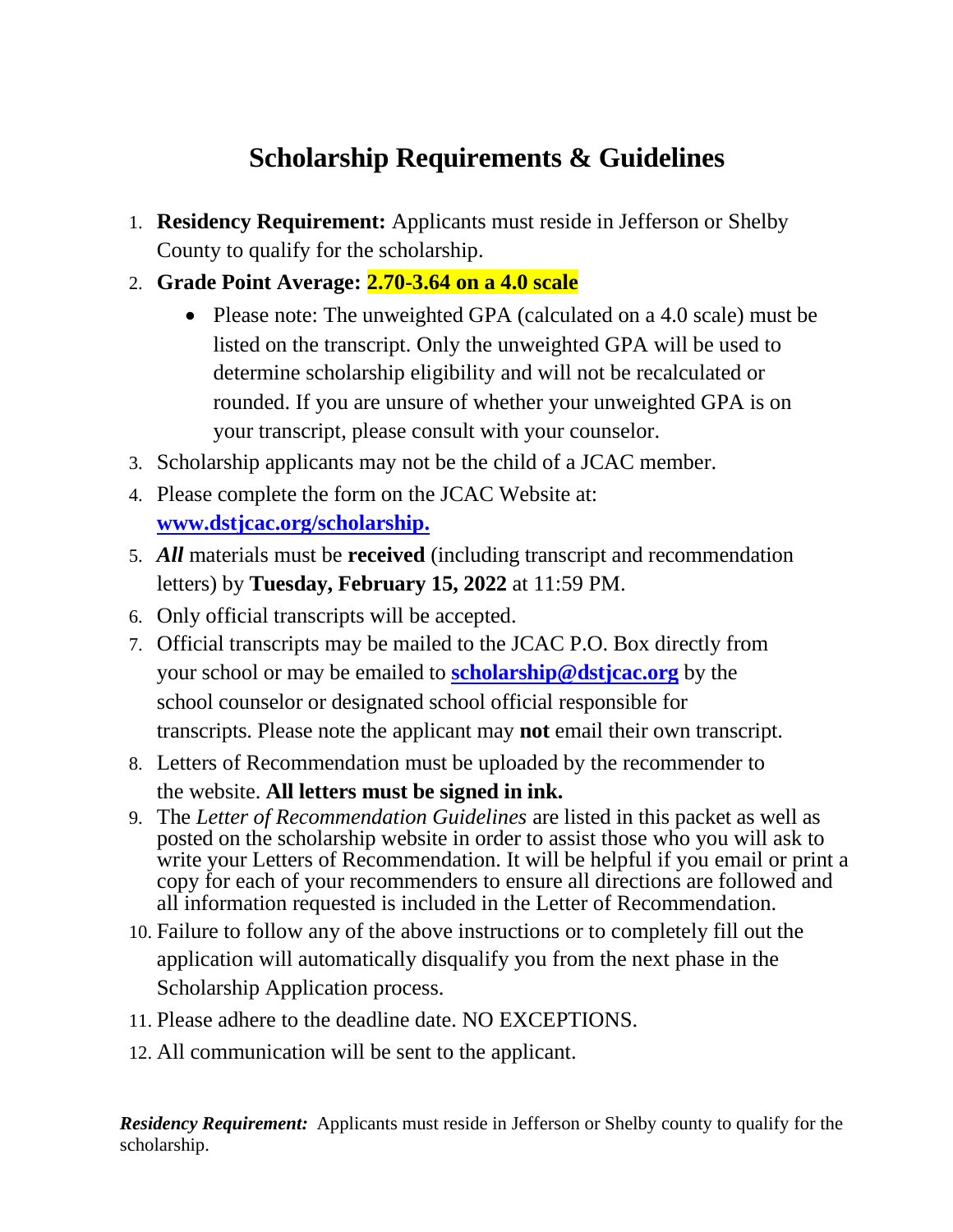# Scholarship Requirements & Guidelines

1. **Residency Requirement:** Applicants must reside in Jefferson or Shelby County to qualify for the scholarship.
2. **Grade Point Average: 2.70-3.64 on a 4.0 scale**
   - Please note: The unweighted GPA (calculated on a 4.0 scale) must be listed on the transcript. Only the unweighted GPA will be used to determine scholarship eligibility and will not be recalculated or rounded. If you are unsure of whether your unweighted GPA is on your transcript, please consult with your counselor.
3. Scholarship applicants may not be the child of a JCAC member.
4. Please complete the form on the JCAC Website at: **www.dstjcac.org/scholarship.**
5. ***All*** materials must be **received** (including transcript and recommendation letters) by **Tuesday, February 15, 2022** at 11:59 PM.
6. Only official transcripts will be accepted.
7. Official transcripts may be mailed to the JCAC P.O. Box directly from your school or may be emailed to **scholarship@dstjcac.org** by the school counselor or designated school official responsible for transcripts. Please note the applicant may **not** email their own transcript.
8. Letters of Recommendation must be uploaded by the recommender to the website. **All letters must be signed in ink.**
9. The *Letter of Recommendation Guidelines* are listed in this packet as well as posted on the scholarship website in order to assist those who you will ask to write your Letters of Recommendation. It will be helpful if you email or print a copy for each of your recommenders to ensure all directions are followed and all information requested is included in the Letter of Recommendation.
10. Failure to follow any of the above instructions or to completely fill out the application will automatically disqualify you from the next phase in the Scholarship Application process.
11. Please adhere to the deadline date. NO EXCEPTIONS.
12. All communication will be sent to the applicant.

***Residency Requirement:*** Applicants must reside in Jefferson or Shelby county to qualify for the scholarship.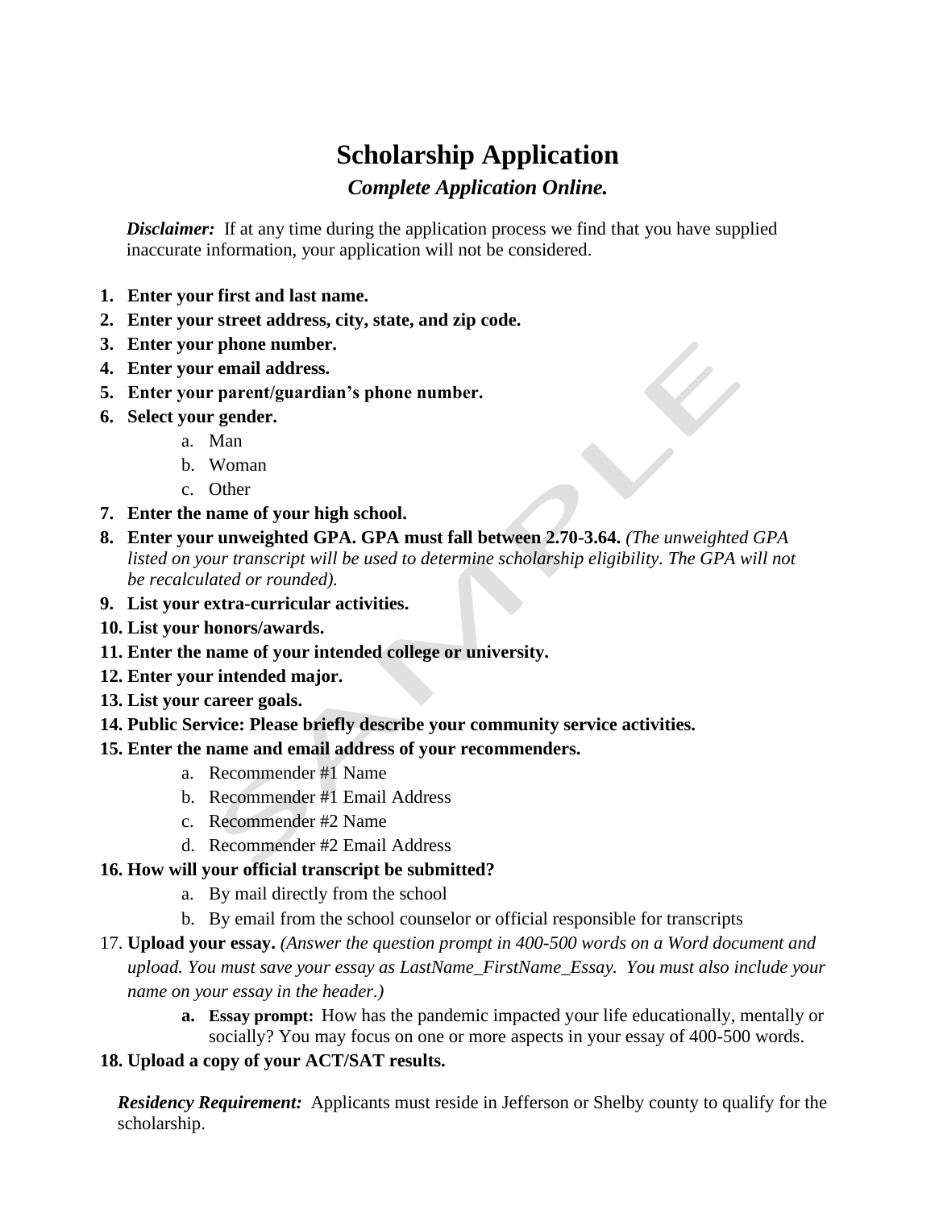# Scholarship Application

### *Complete Application Online.*

***Disclaimer:*** If at any time during the application process we find that you have supplied inaccurate information, your application will not be considered.

1. **Enter your first and last name.**
2. **Enter your street address, city, state, and zip code.**
3. **Enter your phone number.**
4. **Enter your email address.**
5. **Enter your parent/guardian's phone number.**
6. **Select your gender.**
   a. Man
   b. Woman
   c. Other
7. **Enter the name of your high school.**
8. **Enter your unweighted GPA. GPA must fall between 2.70-3.64.** *(The unweighted GPA listed on your transcript will be used to determine scholarship eligibility. The GPA will not be recalculated or rounded).*
9. **List your extra-curricular activities.**
10. **List your honors/awards.**
11. **Enter the name of your intended college or university.**
12. **Enter your intended major.**
13. **List your career goals.**
14. **Public Service: Please briefly describe your community service activities.**
15. **Enter the name and email address of your recommenders.**
    a. Recommender #1 Name
    b. Recommender #1 Email Address
    c. Recommender #2 Name
    d. Recommender #2 Email Address
16. **How will your official transcript be submitted?**
    a. By mail directly from the school
    b. By email from the school counselor or official responsible for transcripts
17. **Upload your essay.** *(Answer the question prompt in 400-500 words on a Word document and upload. You must save your essay as LastName_FirstName_Essay. You must also include your name on your essay in the header.)*
    a. **Essay prompt:** How has the pandemic impacted your life educationally, mentally or socially? You may focus on one or more aspects in your essay of 400-500 words.
18. **Upload a copy of your ACT/SAT results.**

***Residency Requirement:*** Applicants must reside in Jefferson or Shelby county to qualify for the scholarship.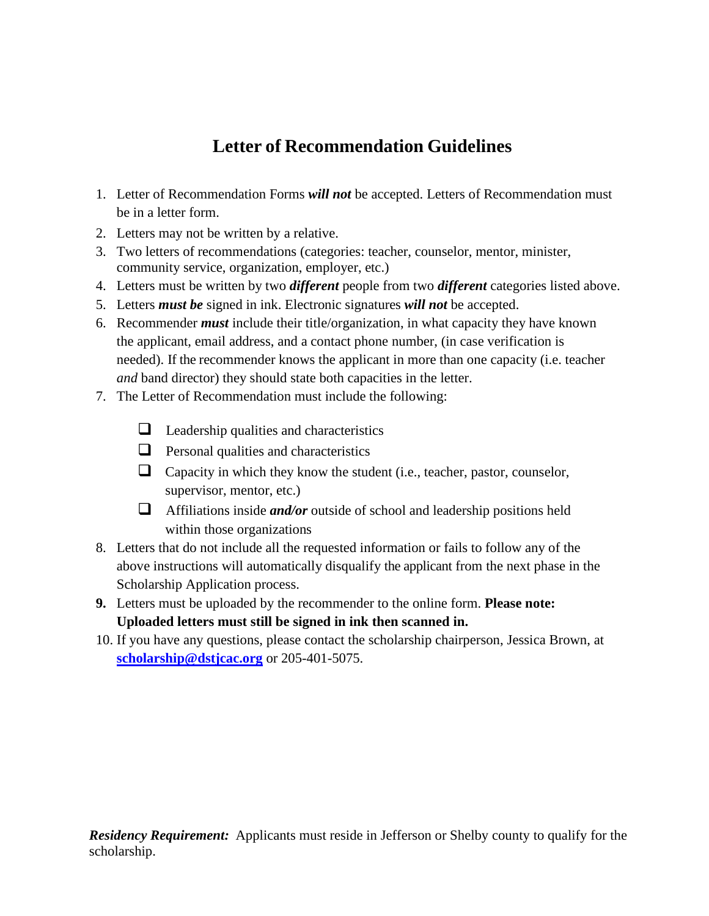# Letter of Recommendation Guidelines

1. Letter of Recommendation Forms ***will not*** be accepted. Letters of Recommendation must be in a letter form.
2. Letters may not be written by a relative.
3. Two letters of recommendations (categories: teacher, counselor, mentor, minister, community service, organization, employer, etc.)
4. Letters must be written by two ***different*** people from two ***different*** categories listed above.
5. Letters ***must be*** signed in ink. Electronic signatures ***will not*** be accepted.
6. Recommender ***must*** include their title/organization, in what capacity they have known the applicant, email address, and a contact phone number, (in case verification is needed). If the recommender knows the applicant in more than one capacity (i.e. teacher *and* band director) they should state both capacities in the letter.
7. The Letter of Recommendation must include the following:
   - [ ] Leadership qualities and characteristics
   - [ ] Personal qualities and characteristics
   - [ ] Capacity in which they know the student (i.e., teacher, pastor, counselor, supervisor, mentor, etc.)
   - [ ] Affiliations inside ***and/or*** outside of school and leadership positions held within those organizations
8. Letters that do not include all the requested information or fails to follow any of the above instructions will automatically disqualify the applicant from the next phase in the Scholarship Application process.
9. Letters must be uploaded by the recommender to the online form. **Please note: Uploaded letters must still be signed in ink then scanned in.**
10. If you have any questions, please contact the scholarship chairperson, Jessica Brown, at **scholarship@dstjcac.org** or 205-401-5075.

***Residency Requirement:*** Applicants must reside in Jefferson or Shelby county to qualify for the scholarship.